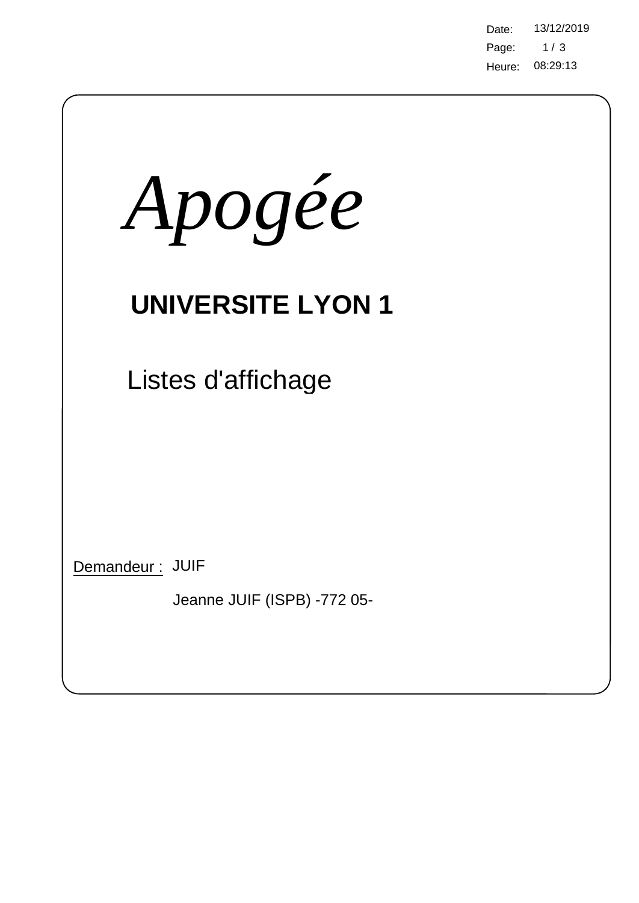Date: 13/12/2019
Heure: 08:29:13

# *Apogée*

## UNIVERSITE LYON 1

Listes d'affichage

Demandeur : JUIF

Jeanne JUIF (ISPB) -772 05-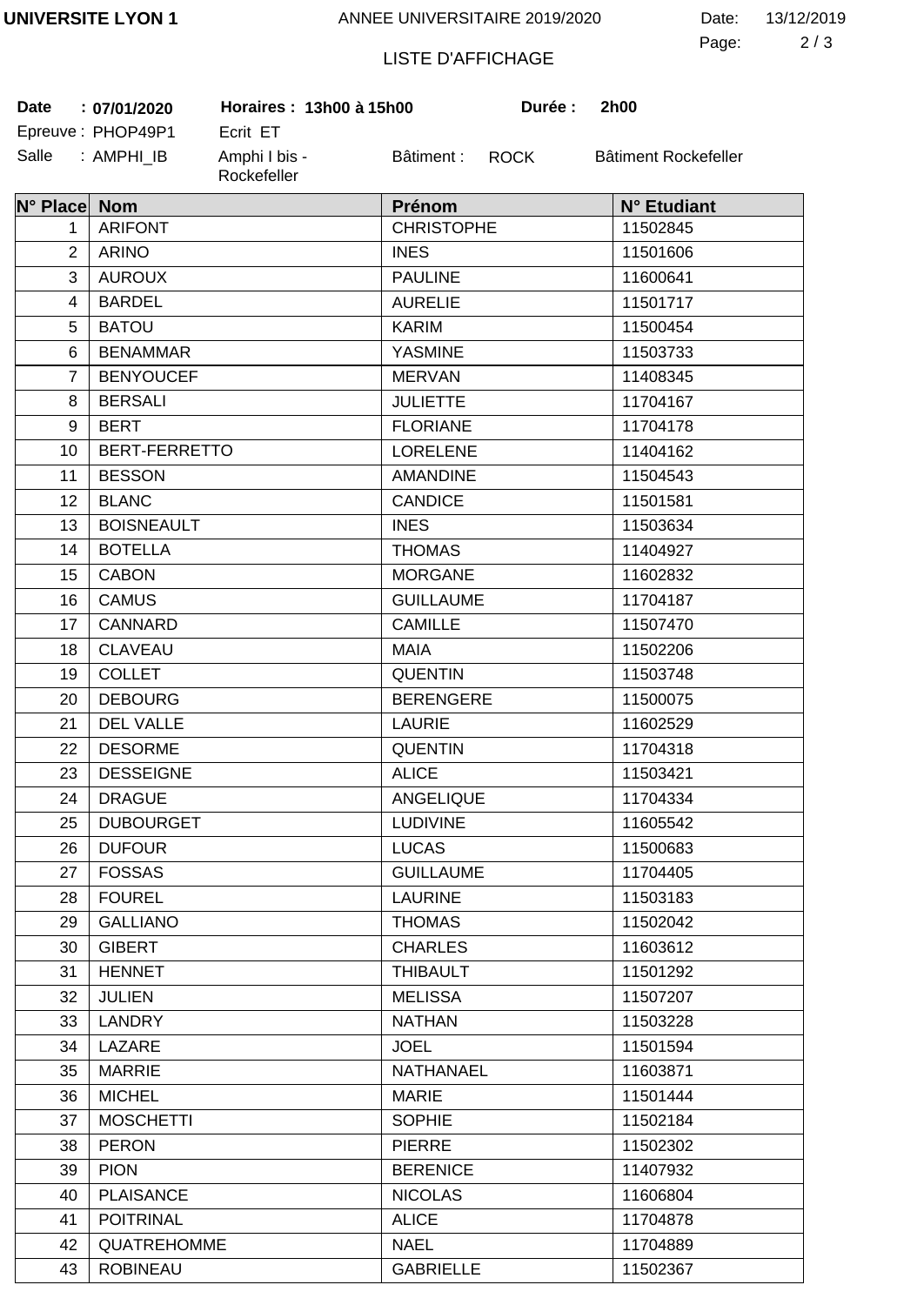UNIVERSITE LYON 1 — ANNEE UNIVERSITAIRE 2019/2020 — Date: 13/12/2019

LISTE D'AFFICHAGE

**Date : 07/01/2020** **Horaires : 13h00 à 15h00** **Durée : 2h00**

Epreuve : PHOP49P1 Ecrit ET

Salle : AMPHI_IB Amphi I bis - Rockefeller Bâtiment : ROCK Bâtiment Rockefeller

| N° Place | Nom | Prénom | N° Etudiant |
|---|---|---|---|
| 1 | ARIFONT | CHRISTOPHE | 11502845 |
| 2 | ARINO | INES | 11501606 |
| 3 | AUROUX | PAULINE | 11600641 |
| 4 | BARDEL | AURELIE | 11501717 |
| 5 | BATOU | KARIM | 11500454 |
| 6 | BENAMMAR | YASMINE | 11503733 |
| 7 | BENYOUCEF | MERVAN | 11408345 |
| 8 | BERSALI | JULIETTE | 11704167 |
| 9 | BERT | FLORIANE | 11704178 |
| 10 | BERT-FERRETTO | LORELENE | 11404162 |
| 11 | BESSON | AMANDINE | 11504543 |
| 12 | BLANC | CANDICE | 11501581 |
| 13 | BOISNEAULT | INES | 11503634 |
| 14 | BOTELLA | THOMAS | 11404927 |
| 15 | CABON | MORGANE | 11602832 |
| 16 | CAMUS | GUILLAUME | 11704187 |
| 17 | CANNARD | CAMILLE | 11507470 |
| 18 | CLAVEAU | MAIA | 11502206 |
| 19 | COLLET | QUENTIN | 11503748 |
| 20 | DEBOURG | BERENGERE | 11500075 |
| 21 | DEL VALLE | LAURIE | 11602529 |
| 22 | DESORME | QUENTIN | 11704318 |
| 23 | DESSEIGNE | ALICE | 11503421 |
| 24 | DRAGUE | ANGELIQUE | 11704334 |
| 25 | DUBOURGET | LUDIVINE | 11605542 |
| 26 | DUFOUR | LUCAS | 11500683 |
| 27 | FOSSAS | GUILLAUME | 11704405 |
| 28 | FOUREL | LAURINE | 11503183 |
| 29 | GALLIANO | THOMAS | 11502042 |
| 30 | GIBERT | CHARLES | 11603612 |
| 31 | HENNET | THIBAULT | 11501292 |
| 32 | JULIEN | MELISSA | 11507207 |
| 33 | LANDRY | NATHAN | 11503228 |
| 34 | LAZARE | JOEL | 11501594 |
| 35 | MARRIE | NATHANAEL | 11603871 |
| 36 | MICHEL | MARIE | 11501444 |
| 37 | MOSCHETTI | SOPHIE | 11502184 |
| 38 | PERON | PIERRE | 11502302 |
| 39 | PION | BERENICE | 11407932 |
| 40 | PLAISANCE | NICOLAS | 11606804 |
| 41 | POITRINAL | ALICE | 11704878 |
| 42 | QUATREHOMME | NAEL | 11704889 |
| 43 | ROBINEAU | GABRIELLE | 11502367 |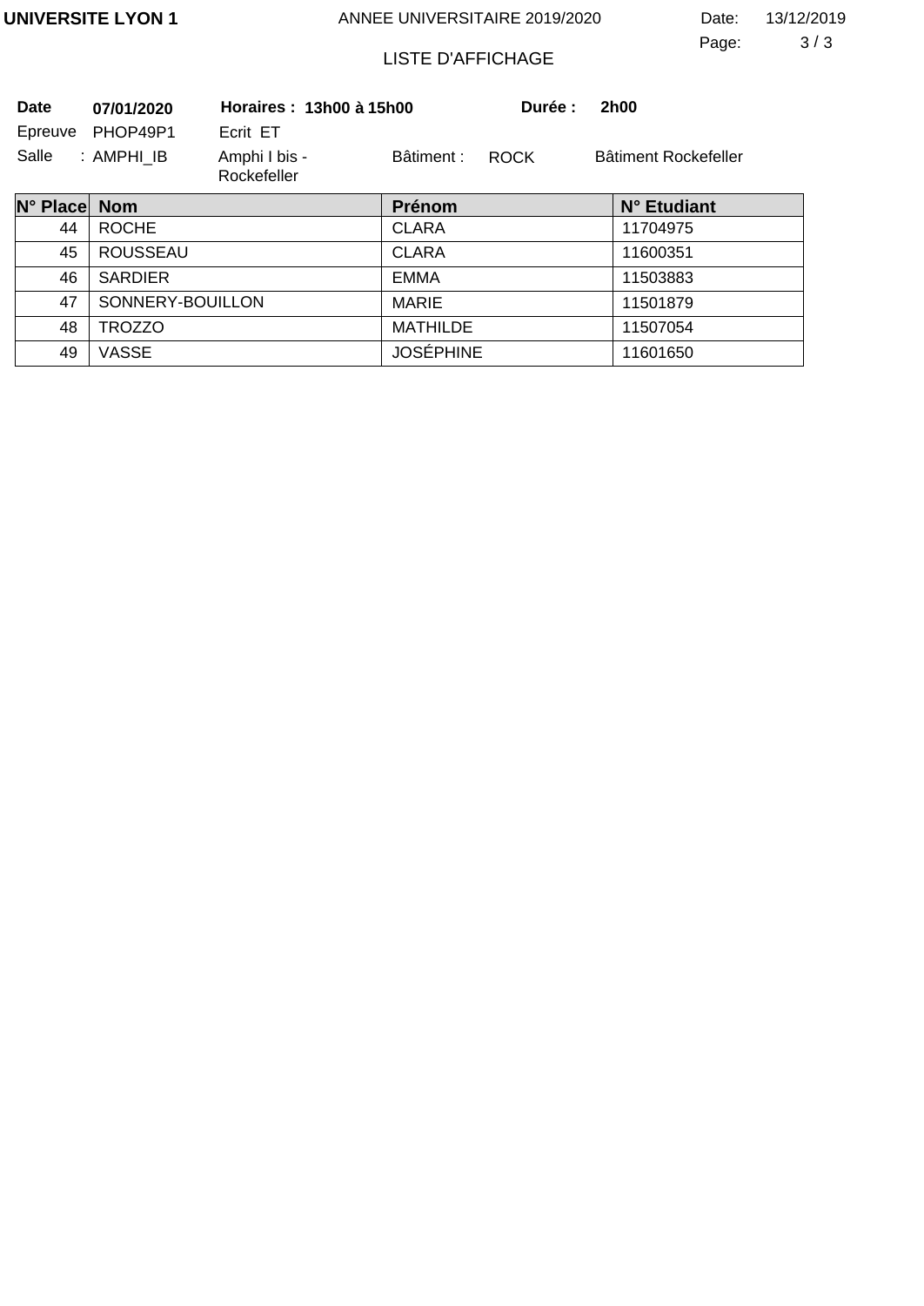**UNIVERSITE LYON 1** ANNEE UNIVERSITAIRE 2019/2020 Date: 13/12/2019

LISTE D'AFFICHAGE

**Date** **07/01/2020** **Horaires : 13h00 à 15h00** **Durée : 2h00**

Epreuve PHOP49P1 Ecrit ET

Salle : AMPHI_IB Amphi I bis - Rockefeller Bâtiment : ROCK Bâtiment Rockefeller

| N° Place | Nom | Prénom | N° Etudiant |
|---|---|---|---|
| 44 | ROCHE | CLARA | 11704975 |
| 45 | ROUSSEAU | CLARA | 11600351 |
| 46 | SARDIER | EMMA | 11503883 |
| 47 | SONNERY-BOUILLON | MARIE | 11501879 |
| 48 | TROZZO | MATHILDE | 11507054 |
| 49 | VASSE | JOSÉPHINE | 11601650 |